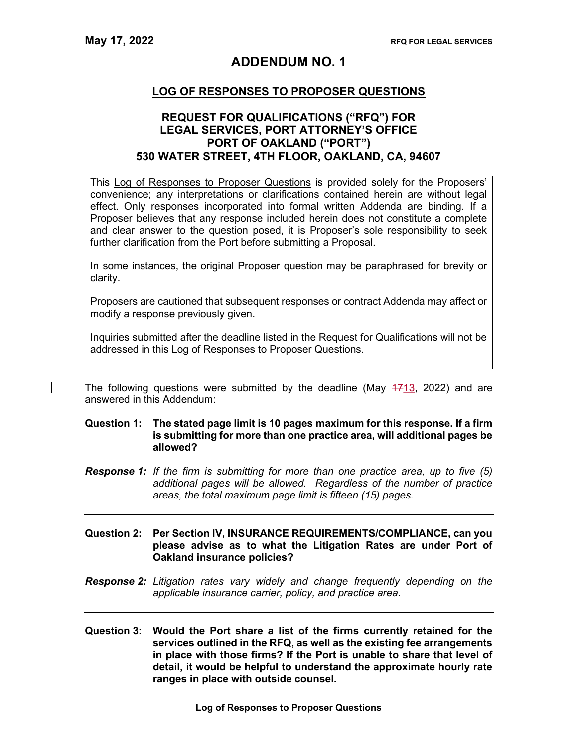May 17, 2022 | RFQ FOR LEGAL SERVICES

# ADDENDUM NO. 1

## LOG OF RESPONSES TO PROPOSER QUESTIONS

### REQUEST FOR QUALIFICATIONS ("RFQ") FOR LEGAL SERVICES, PORT ATTORNEY'S OFFICE PORT OF OAKLAND ("PORT") 530 WATER STREET, 4TH FLOOR, OAKLAND, CA, 94607

> This Log of Responses to Proposer Questions is provided solely for the Proposers' convenience; any interpretations or clarifications contained herein are without legal effect. Only responses incorporated into formal written Addenda are binding. If a Proposer believes that any response included herein does not constitute a complete and clear answer to the question posed, it is Proposer's sole responsibility to seek further clarification from the Port before submitting a Proposal.
>
> In some instances, the original Proposer question may be paraphrased for brevity or clarity.
>
> Proposers are cautioned that subsequent responses or contract Addenda may affect or modify a response previously given.
>
> Inquiries submitted after the deadline listed in the Request for Qualifications will not be addressed in this Log of Responses to Proposer Questions.

The following questions were submitted by the deadline (May ~~17~~13, 2022) and are answered in this Addendum:

**Question 1: The stated page limit is 10 pages maximum for this response. If a firm is submitting for more than one practice area, will additional pages be allowed?**

***Response 1:*** *If the firm is submitting for more than one practice area, up to five (5) additional pages will be allowed. Regardless of the number of practice areas, the total maximum page limit is fifteen (15) pages.*

---

**Question 2: Per Section IV, INSURANCE REQUIREMENTS/COMPLIANCE, can you please advise as to what the Litigation Rates are under Port of Oakland insurance policies?**

***Response 2:*** *Litigation rates vary widely and change frequently depending on the applicable insurance carrier, policy, and practice area.*

---

**Question 3: Would the Port share a list of the firms currently retained for the services outlined in the RFQ, as well as the existing fee arrangements in place with those firms? If the Port is unable to share that level of detail, it would be helpful to understand the approximate hourly rate ranges in place with outside counsel.**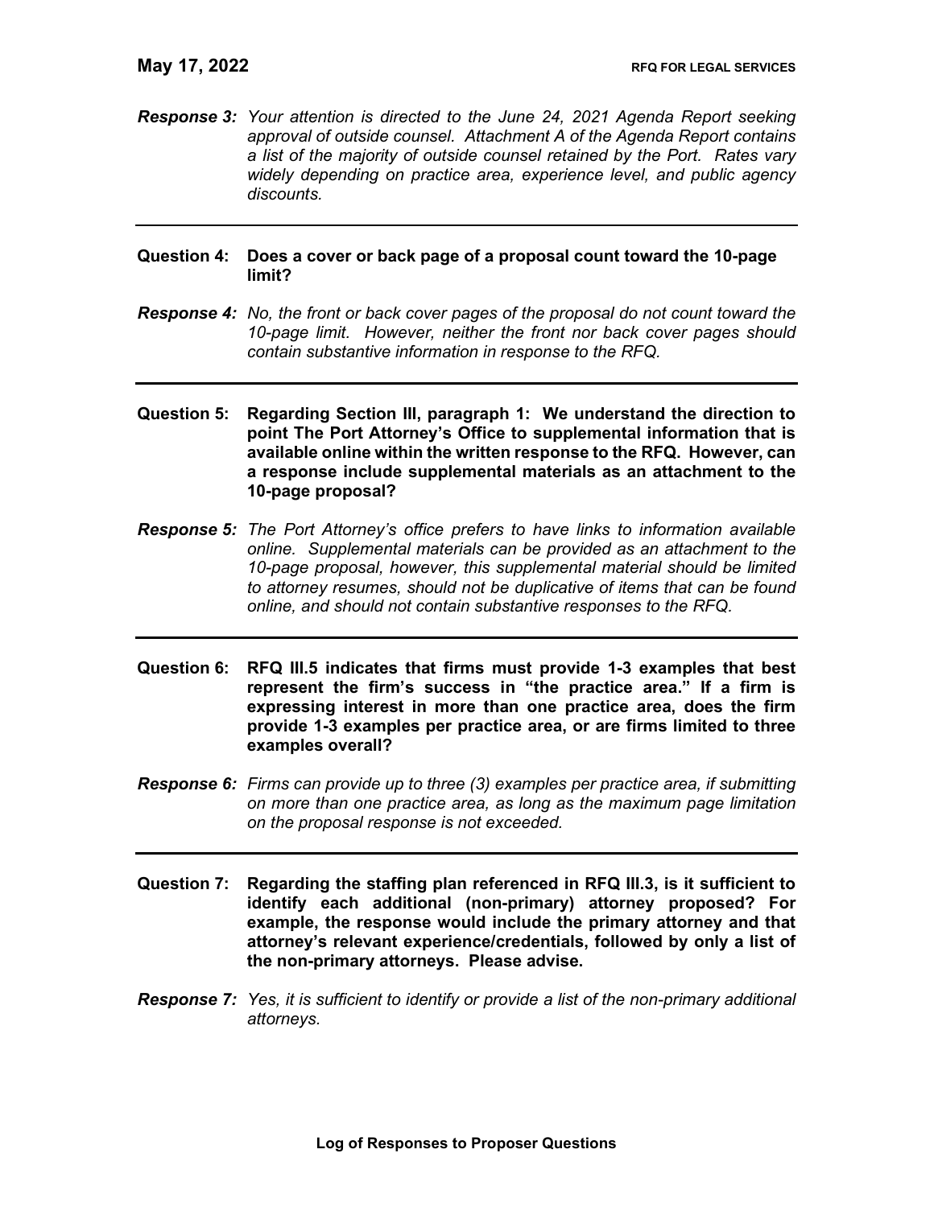***Response 3:*** *Your attention is directed to the June 24, 2021 Agenda Report seeking approval of outside counsel. Attachment A of the Agenda Report contains a list of the majority of outside counsel retained by the Port. Rates vary widely depending on practice area, experience level, and public agency discounts.*

---

**Question 4: Does a cover or back page of a proposal count toward the 10-page limit?**

***Response 4:*** *No, the front or back cover pages of the proposal do not count toward the 10-page limit. However, neither the front nor back cover pages should contain substantive information in response to the RFQ.*

---

**Question 5: Regarding Section III, paragraph 1: We understand the direction to point The Port Attorney's Office to supplemental information that is available online within the written response to the RFQ. However, can a response include supplemental materials as an attachment to the 10-page proposal?**

***Response 5:*** *The Port Attorney's office prefers to have links to information available online. Supplemental materials can be provided as an attachment to the 10-page proposal, however, this supplemental material should be limited to attorney resumes, should not be duplicative of items that can be found online, and should not contain substantive responses to the RFQ.*

---

**Question 6: RFQ III.5 indicates that firms must provide 1-3 examples that best represent the firm's success in "the practice area." If a firm is expressing interest in more than one practice area, does the firm provide 1-3 examples per practice area, or are firms limited to three examples overall?**

***Response 6:*** *Firms can provide up to three (3) examples per practice area, if submitting on more than one practice area, as long as the maximum page limitation on the proposal response is not exceeded.*

---

**Question 7: Regarding the staffing plan referenced in RFQ III.3, is it sufficient to identify each additional (non-primary) attorney proposed? For example, the response would include the primary attorney and that attorney's relevant experience/credentials, followed by only a list of the non-primary attorneys. Please advise.**

***Response 7:*** *Yes, it is sufficient to identify or provide a list of the non-primary additional attorneys.*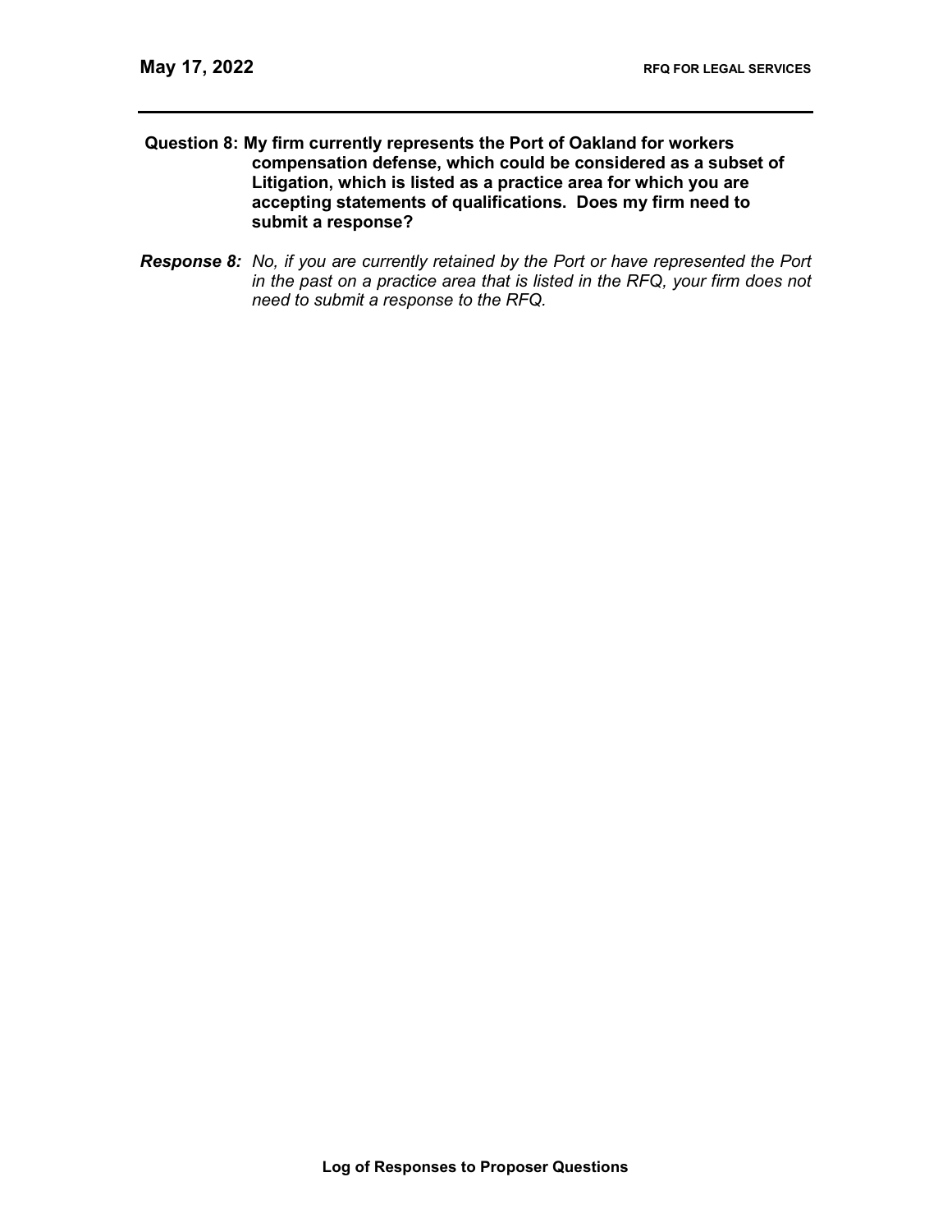**Question 8: My firm currently represents the Port of Oakland for workers compensation defense, which could be considered as a subset of Litigation, which is listed as a practice area for which you are accepting statements of qualifications. Does my firm need to submit a response?**

***Response 8:*** *No, if you are currently retained by the Port or have represented the Port in the past on a practice area that is listed in the RFQ, your firm does not need to submit a response to the RFQ.*